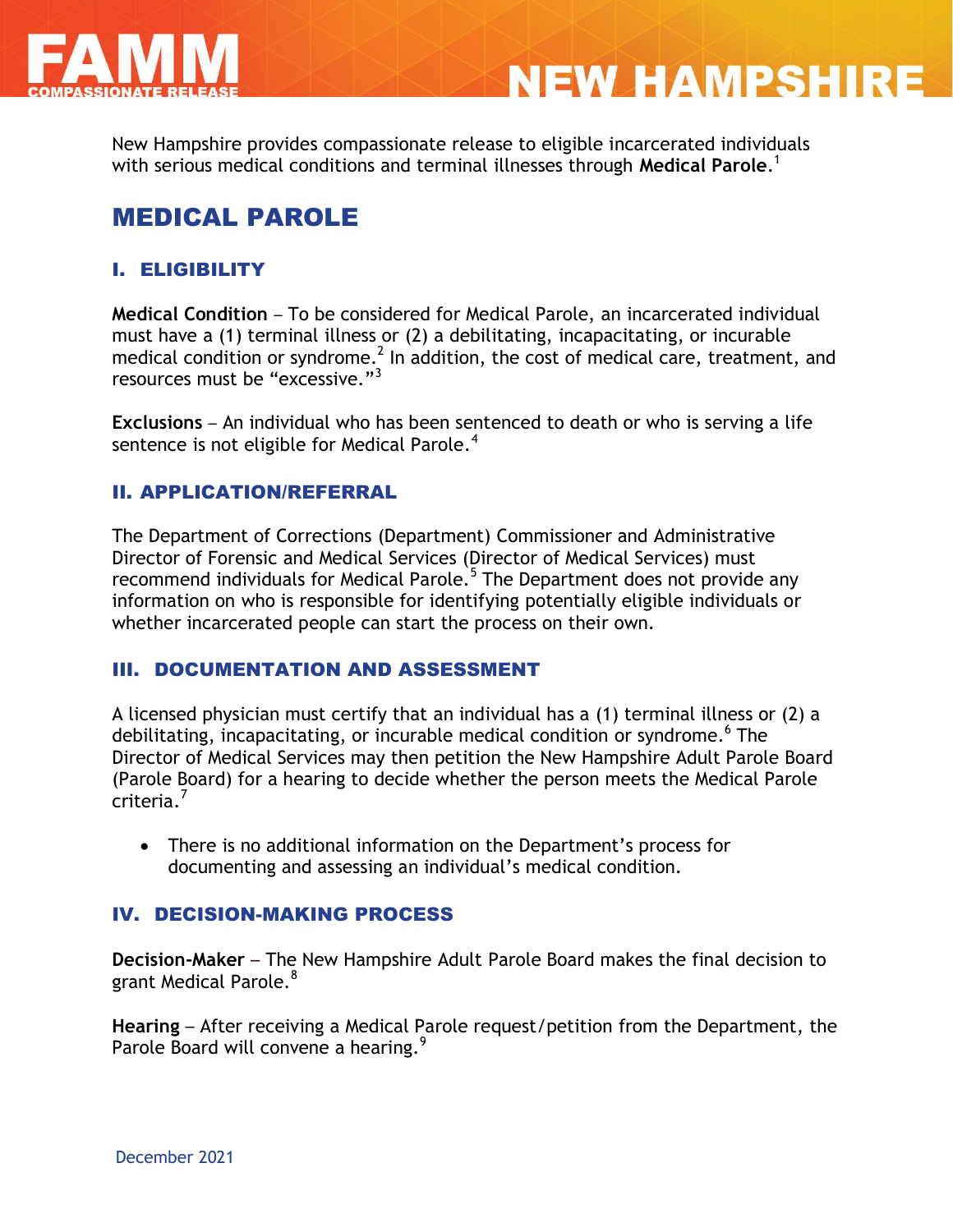# FAMM COMPASSIONATE RELEASE — NEW HAMPSHIRE

New Hampshire provides compassionate release to eligible incarcerated individuals with serious medical conditions and terminal illnesses through **Medical Parole**.[1]

## MEDICAL PAROLE

### I. ELIGIBILITY

**Medical Condition** – To be considered for Medical Parole, an incarcerated individual must have a (1) terminal illness or (2) a debilitating, incapacitating, or incurable medical condition or syndrome.[2] In addition, the cost of medical care, treatment, and resources must be "excessive."[3]

**Exclusions** – An individual who has been sentenced to death or who is serving a life sentence is not eligible for Medical Parole.[4]

### II. APPLICATION/REFERRAL

The Department of Corrections (Department) Commissioner and Administrative Director of Forensic and Medical Services (Director of Medical Services) must recommend individuals for Medical Parole.[5] The Department does not provide any information on who is responsible for identifying potentially eligible individuals or whether incarcerated people can start the process on their own.

### III. DOCUMENTATION AND ASSESSMENT

A licensed physician must certify that an individual has a (1) terminal illness or (2) a debilitating, incapacitating, or incurable medical condition or syndrome.[6] The Director of Medical Services may then petition the New Hampshire Adult Parole Board (Parole Board) for a hearing to decide whether the person meets the Medical Parole criteria.[7]

- There is no additional information on the Department's process for documenting and assessing an individual's medical condition.

### IV. DECISION-MAKING PROCESS

**Decision-Maker** – The New Hampshire Adult Parole Board makes the final decision to grant Medical Parole.[8]

**Hearing** – After receiving a Medical Parole request/petition from the Department, the Parole Board will convene a hearing.[9]

December 2021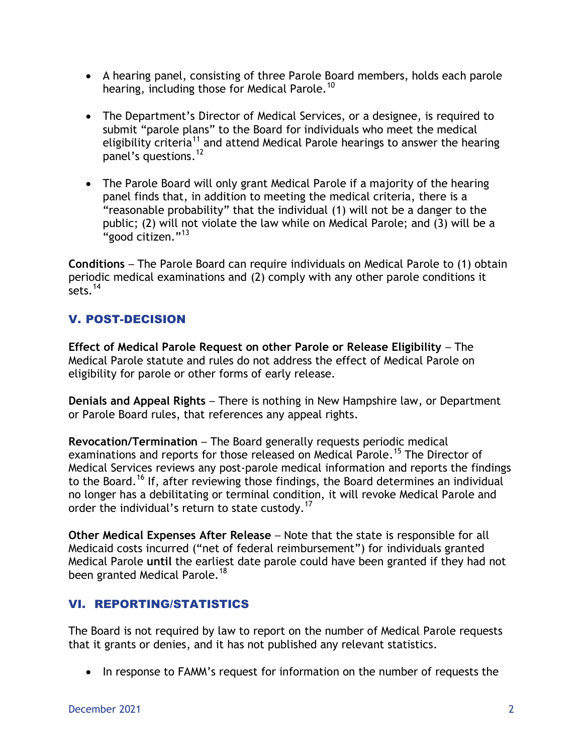- A hearing panel, consisting of three Parole Board members, holds each parole hearing, including those for Medical Parole.[10]

- The Department's Director of Medical Services, or a designee, is required to submit "parole plans" to the Board for individuals who meet the medical eligibility criteria[11] and attend Medical Parole hearings to answer the hearing panel's questions.[12]

- The Parole Board will only grant Medical Parole if a majority of the hearing panel finds that, in addition to meeting the medical criteria, there is a "reasonable probability" that the individual (1) will not be a danger to the public; (2) will not violate the law while on Medical Parole; and (3) will be a "good citizen."[13]

**Conditions** – The Parole Board can require individuals on Medical Parole to (1) obtain periodic medical examinations and (2) comply with any other parole conditions it sets.[14]

## V. POST-DECISION

**Effect of Medical Parole Request on other Parole or Release Eligibility** – The Medical Parole statute and rules do not address the effect of Medical Parole on eligibility for parole or other forms of early release.

**Denials and Appeal Rights** – There is nothing in New Hampshire law, or Department or Parole Board rules, that references any appeal rights.

**Revocation/Termination** – The Board generally requests periodic medical examinations and reports for those released on Medical Parole.[15] The Director of Medical Services reviews any post-parole medical information and reports the findings to the Board.[16] If, after reviewing those findings, the Board determines an individual no longer has a debilitating or terminal condition, it will revoke Medical Parole and order the individual's return to state custody.[17]

**Other Medical Expenses After Release** – Note that the state is responsible for all Medicaid costs incurred ("net of federal reimbursement") for individuals granted Medical Parole **until** the earliest date parole could have been granted if they had not been granted Medical Parole.[18]

## VI. REPORTING/STATISTICS

The Board is not required by law to report on the number of Medical Parole requests that it grants or denies, and it has not published any relevant statistics.

- In response to FAMM's request for information on the number of requests the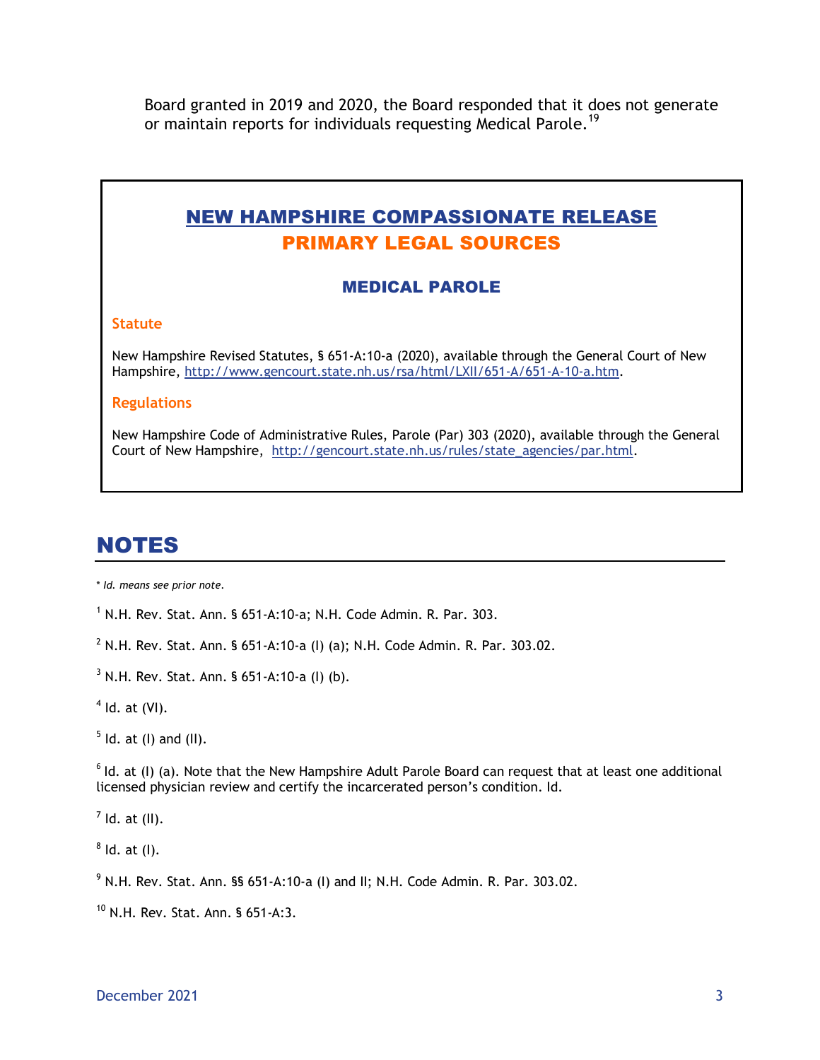Board granted in 2019 and 2020, the Board responded that it does not generate or maintain reports for individuals requesting Medical Parole.[19]

## NEW HAMPSHIRE COMPASSIONATE RELEASE
## PRIMARY LEGAL SOURCES

### MEDICAL PAROLE

**Statute**

New Hampshire Revised Statutes, § 651-A:10-a (2020), available through the General Court of New Hampshire, http://www.gencourt.state.nh.us/rsa/html/LXII/651-A/651-A-10-a.htm.

**Regulations**

New Hampshire Code of Administrative Rules, Parole (Par) 303 (2020), available through the General Court of New Hampshire, http://gencourt.state.nh.us/rules/state_agencies/par.html.

# NOTES

*\* Id. means see prior note.*

[1] N.H. Rev. Stat. Ann. § 651-A:10-a; N.H. Code Admin. R. Par. 303.

[2] N.H. Rev. Stat. Ann. § 651-A:10-a (I) (a); N.H. Code Admin. R. Par. 303.02.

[3] N.H. Rev. Stat. Ann. § 651-A:10-a (I) (b).

[4] Id. at (VI).

[5] Id. at (I) and (II).

[6] Id. at (I) (a). Note that the New Hampshire Adult Parole Board can request that at least one additional licensed physician review and certify the incarcerated person's condition. Id.

[7] Id. at (II).

[8] Id. at (I).

[9] N.H. Rev. Stat. Ann. §§ 651-A:10-a (I) and II; N.H. Code Admin. R. Par. 303.02.

[10] N.H. Rev. Stat. Ann. § 651-A:3.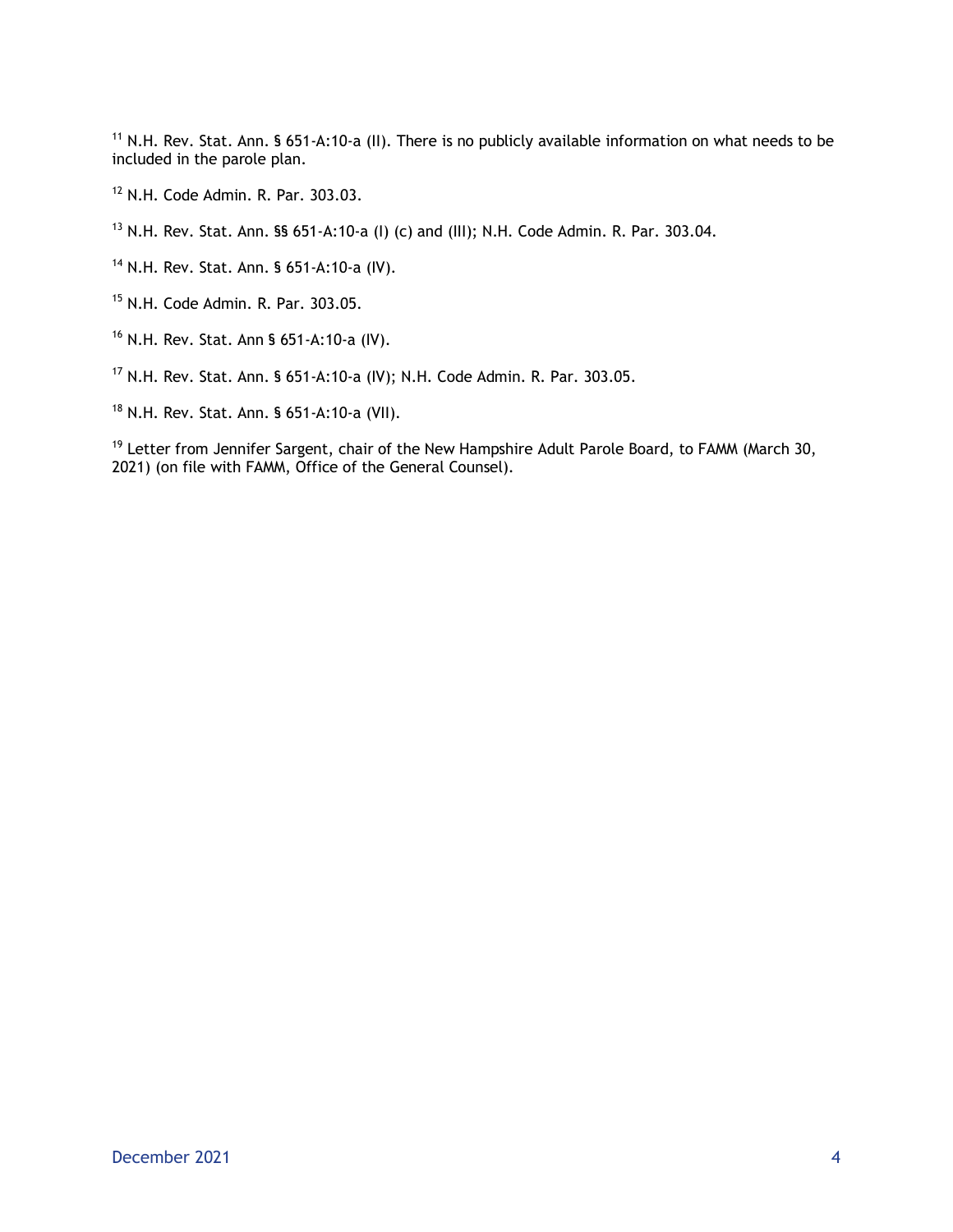[11] N.H. Rev. Stat. Ann. § 651-A:10-a (II). There is no publicly available information on what needs to be included in the parole plan.

[12] N.H. Code Admin. R. Par. 303.03.

[13] N.H. Rev. Stat. Ann. §§ 651-A:10-a (I) (c) and (III); N.H. Code Admin. R. Par. 303.04.

[14] N.H. Rev. Stat. Ann. § 651-A:10-a (IV).

[15] N.H. Code Admin. R. Par. 303.05.

[16] N.H. Rev. Stat. Ann § 651-A:10-a (IV).

[17] N.H. Rev. Stat. Ann. § 651-A:10-a (IV); N.H. Code Admin. R. Par. 303.05.

[18] N.H. Rev. Stat. Ann. § 651-A:10-a (VII).

[19] Letter from Jennifer Sargent, chair of the New Hampshire Adult Parole Board, to FAMM (March 30, 2021) (on file with FAMM, Office of the General Counsel).